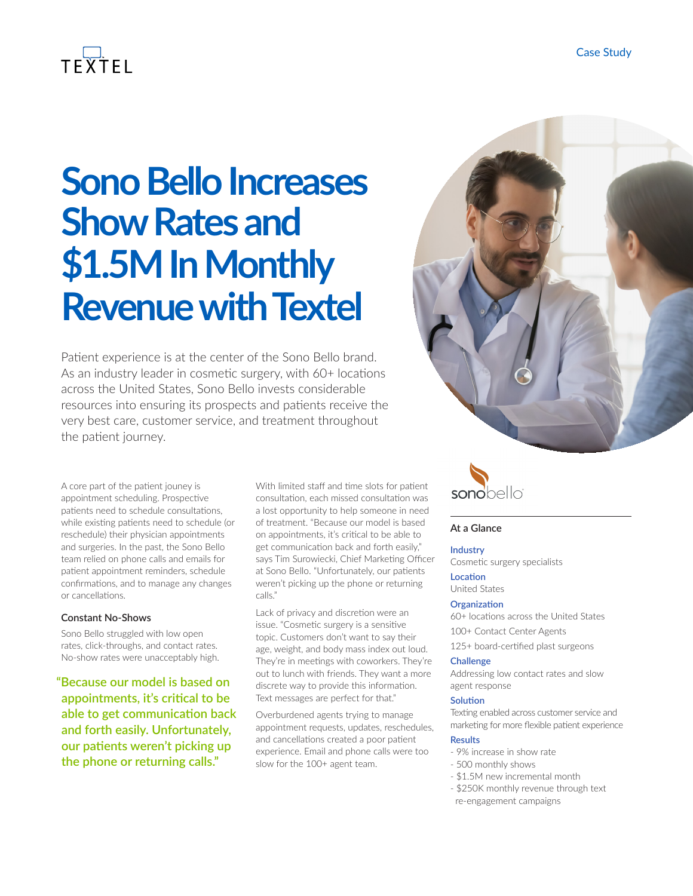TEXTEL

Case Study

# Sono Bello Increases Show Rates and $1.5M In Monthly Revenue with Textel

Patient experience is at the center of the Sono Bello brand. As an industry leader in cosmetic surgery, with 60+ locations across the United States, Sono Bello invests considerable resources into ensuring its prospects and patients receive the very best care, customer service, and treatment throughout the patient journey.

A core part of the patient jouney is appointment scheduling. Prospective patients need to schedule consultations, while existing patients need to schedule (or reschedule) their physician appointments and surgeries. In the past, the Sono Bello team relied on phone calls and emails for patient appointment reminders, schedule confirmations, and to manage any changes or cancellations.

### Constant No-Shows

Sono Bello struggled with low open rates, click-throughs, and contact rates. No-show rates were unacceptably high.

> "Because our model is based on appointments, it's critical to be able to get communication back and forth easily. Unfortunately, our patients weren't picking up the phone or returning calls."

With limited staff and time slots for patient consultation, each missed consultation was a lost opportunity to help someone in need of treatment. "Because our model is based on appointments, it's critical to be able to get communication back and forth easily," says Tim Surowiecki, Chief Marketing Officer at Sono Bello. "Unfortunately, our patients weren't picking up the phone or returning calls."

Lack of privacy and discretion were an issue. "Cosmetic surgery is a sensitive topic. Customers don't want to say their age, weight, and body mass index out loud. They're in meetings with coworkers. They're out to lunch with friends. They want a more discrete way to provide this information. Text messages are perfect for that."

Overburdened agents trying to manage appointment requests, updates, reschedules, and cancellations created a poor patient experience. Email and phone calls were too slow for the 100+ agent team.

sonobello

### At a Glance

**Industry**
Cosmetic surgery specialists

**Location**
United States

**Organization**
60+ locations across the United States
100+ Contact Center Agents
125+ board-certified plast surgeons

**Challenge**
Addressing low contact rates and slow agent response

**Solution**
Texting enabled across customer service and marketing for more flexible patient experience

**Results**
- 9% increase in show rate
- 500 monthly shows
- $1.5M new incremental month
- $250K monthly revenue through text re-engagement campaigns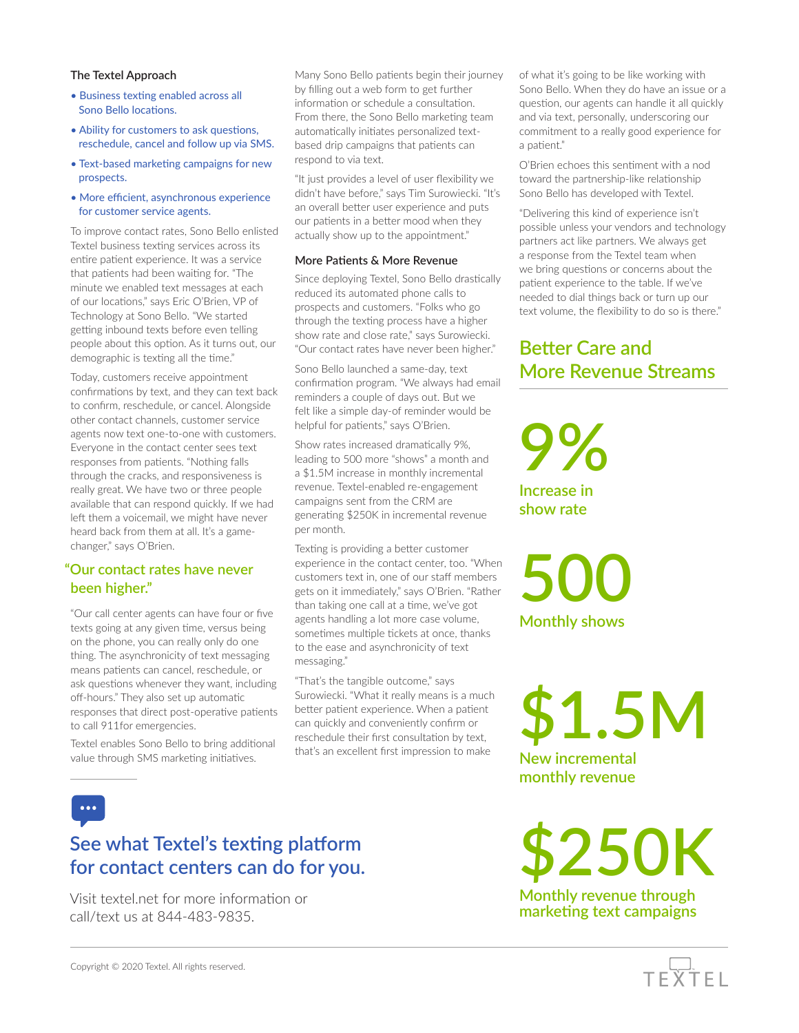### The Textel Approach

- Business texting enabled across all Sono Bello locations.
- Ability for customers to ask questions, reschedule, cancel and follow up via SMS.
- Text-based marketing campaigns for new prospects.
- More efficient, asynchronous experience for customer service agents.

To improve contact rates, Sono Bello enlisted Textel business texting services across its entire patient experience. It was a service that patients had been waiting for. "The minute we enabled text messages at each of our locations," says Eric O'Brien, VP of Technology at Sono Bello. "We started getting inbound texts before even telling people about this option. As it turns out, our demographic is texting all the time."

Today, customers receive appointment confirmations by text, and they can text back to confirm, reschedule, or cancel. Alongside other contact channels, customer service agents now text one-to-one with customers. Everyone in the contact center sees text responses from patients. "Nothing falls through the cracks, and responsiveness is really great. We have two or three people available that can respond quickly. If we had left them a voicemail, we might have never heard back from them at all. It's a game-changer," says O'Brien.

### "Our contact rates have never been higher."

"Our call center agents can have four or five texts going at any given time, versus being on the phone, you can really only do one thing. The asynchronicity of text messaging means patients can cancel, reschedule, or ask questions whenever they want, including off-hours." They also set up automatic responses that direct post-operative patients to call 911for emergencies.

Textel enables Sono Bello to bring additional value through SMS marketing initiatives.

Many Sono Bello patients begin their journey by filling out a web form to get further information or schedule a consultation. From there, the Sono Bello marketing team automatically initiates personalized text-based drip campaigns that patients can respond to via text.

"It just provides a level of user flexibility we didn't have before," says Tim Surowiecki. "It's an overall better user experience and puts our patients in a better mood when they actually show up to the appointment."

### More Patients & More Revenue

Since deploying Textel, Sono Bello drastically reduced its automated phone calls to prospects and customers. "Folks who go through the texting process have a higher show rate and close rate," says Surowiecki. "Our contact rates have never been higher."

Sono Bello launched a same-day, text confirmation program. "We always had email reminders a couple of days out. But we felt like a simple day-of reminder would be helpful for patients," says O'Brien.

Show rates increased dramatically 9%, leading to 500 more "shows" a month and a $1.5M increase in monthly incremental revenue. Textel-enabled re-engagement campaigns sent from the CRM are generating $250K in incremental revenue per month.

Texting is providing a better customer experience in the contact center, too. "When customers text in, one of our staff members gets on it immediately," says O'Brien. "Rather than taking one call at a time, we've got agents handling a lot more case volume, sometimes multiple tickets at once, thanks to the ease and asynchronicity of text messaging."

"That's the tangible outcome," says Surowiecki. "What it really means is a much better patient experience. When a patient can quickly and conveniently confirm or reschedule their first consultation by text, that's an excellent first impression to make of what it's going to be like working with Sono Bello. When they do have an issue or a question, our agents can handle it all quickly and via text, personally, underscoring our commitment to a really good experience for a patient."

O'Brien echoes this sentiment with a nod toward the partnership-like relationship Sono Bello has developed with Textel.

"Delivering this kind of experience isn't possible unless your vendors and technology partners act like partners. We always get a response from the Textel team when we bring questions or concerns about the patient experience to the table. If we've needed to dial things back or turn up our text volume, the flexibility to do so is there."

## Better Care and More Revenue Streams

**9%**
Increase in show rate

**500**
Monthly shows

**$1.5M**
New incremental monthly revenue

**$250K**
Monthly revenue through marketing text campaigns

## See what Textel's texting platform for contact centers can do for you.

Visit textel.net for more information or call/text us at 844-483-9835.

Copyright © 2020 Textel. All rights reserved.

TEXTEL